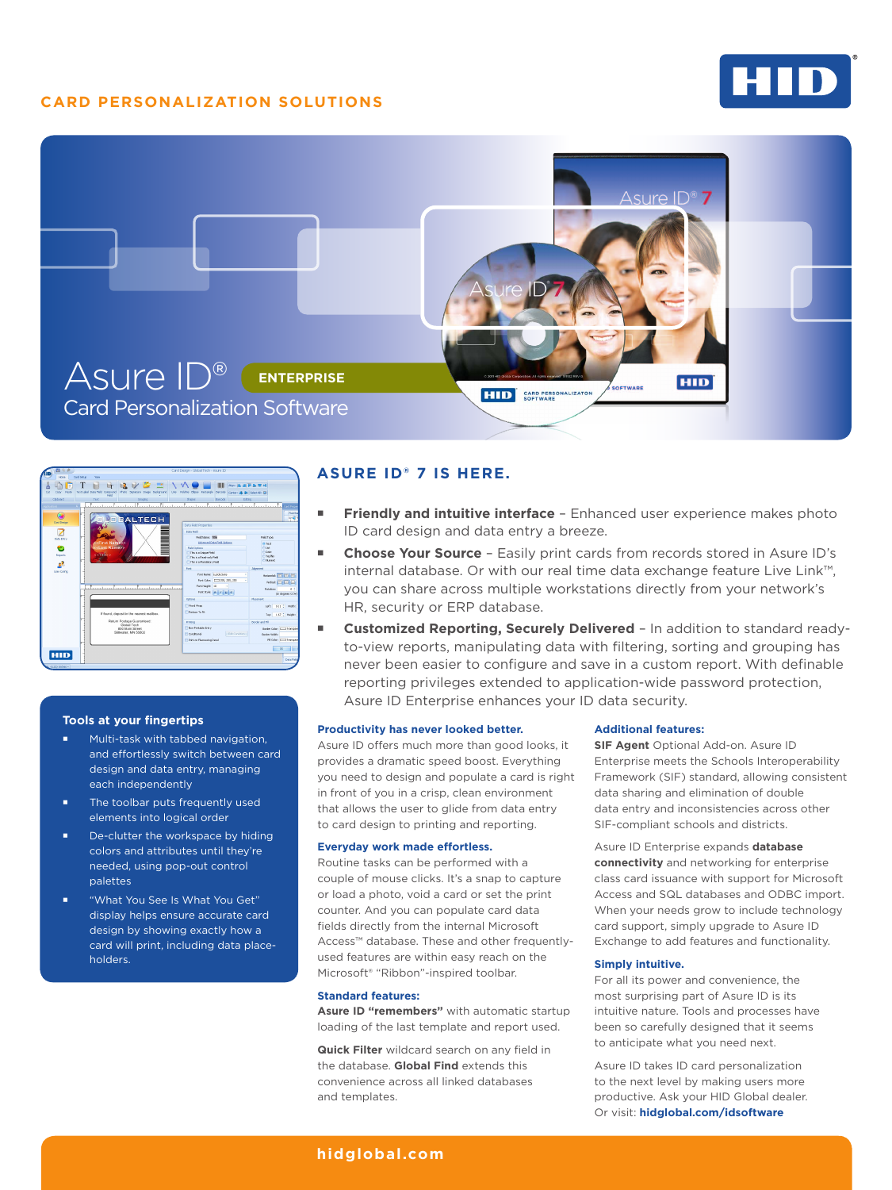CARD PERSONALIZATION SOLUTIONS

# Asure ID® ENTERPRISE

## Card Personalization Software

### Tools at your fingertips

- Multi-task with tabbed navigation, and effortlessly switch between card design and data entry, managing each independently
- The toolbar puts frequently used elements into logical order
- De-clutter the workspace by hiding colors and attributes until they're needed, using pop-out control palettes
- "What You See Is What You Get" display helps ensure accurate card design by showing exactly how a card will print, including data place-holders.

## ASURE ID® 7 IS HERE.

- **Friendly and intuitive interface** – Enhanced user experience makes photo ID card design and data entry a breeze.
- **Choose Your Source** – Easily print cards from records stored in Asure ID's internal database. Or with our real time data exchange feature Live Link™, you can share across multiple workstations directly from your network's HR, security or ERP database.
- **Customized Reporting, Securely Delivered** – In addition to standard ready-to-view reports, manipulating data with filtering, sorting and grouping has never been easier to configure and save in a custom report. With definable reporting privileges extended to application-wide password protection, Asure ID Enterprise enhances your ID data security.

### Productivity has never looked better.

Asure ID offers much more than good looks, it provides a dramatic speed boost. Everything you need to design and populate a card is right in front of you in a crisp, clean environment that allows the user to glide from data entry to card design to printing and reporting.

### Everyday work made effortless.

Routine tasks can be performed with a couple of mouse clicks. It's a snap to capture or load a photo, void a card or set the print counter. And you can populate card data fields directly from the internal Microsoft Access™ database. These and other frequently-used features are within easy reach on the Microsoft® "Ribbon"-inspired toolbar.

### Standard features:

**Asure ID "remembers"** with automatic startup loading of the last template and report used.

**Quick Filter** wildcard search on any field in the database. **Global Find** extends this convenience across all linked databases and templates.

### Additional features:

**SIF Agent** Optional Add-on. Asure ID Enterprise meets the Schools Interoperability Framework (SIF) standard, allowing consistent data sharing and elimination of double data entry and inconsistencies across other SIF-compliant schools and districts.

Asure ID Enterprise expands **database connectivity** and networking for enterprise class card issuance with support for Microsoft Access and SQL databases and ODBC import. When your needs grow to include technology card support, simply upgrade to Asure ID Exchange to add features and functionality.

### Simply intuitive.

For all its power and convenience, the most surprising part of Asure ID is its intuitive nature. Tools and processes have been so carefully designed that it seems to anticipate what you need next.

Asure ID takes ID card personalization to the next level by making users more productive. Ask your HID Global dealer. Or visit: **hidglobal.com/idsoftware**

hidglobal.com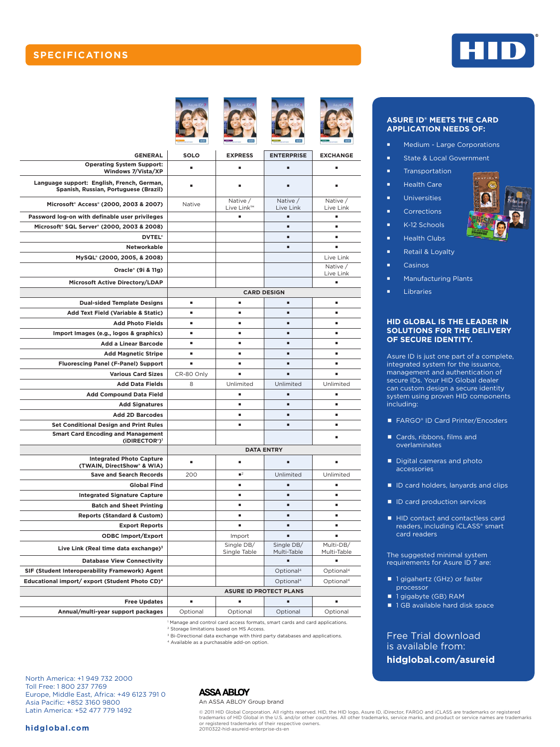## SPECIFICATIONS

| GENERAL | SOLO | EXPRESS | ENTERPRISE | EXCHANGE |
|---|---|---|---|---|
| Operating System Support: Windows 7/Vista/XP | ■ | ■ | ■ | ■ |
| Language support: English, French, German, Spanish, Russian, Portuguese (Brazil) | ■ | ■ | ■ | ■ |
| Microsoft® Access® (2000, 2003 & 2007) | Native | Native / Live Link™ | Native / Live Link | Native / Live Link |
| Password log-on with definable user privileges | | ■ | ■ | ■ |
| Microsoft® SQL Server® (2000, 2003 & 2008) | | | ■ | ■ |
| DVTEL® | | | ■ | ■ |
| Networkable | | | ■ | ■ |
| MySQL® (2000, 2005, & 2008) | | | | Live Link |
| Oracle® (9i & 11g) | | | | Native / Live Link |
| Microsoft Active Directory/LDAP | | | | ■ |
| | | | **CARD DESIGN** | |
| Dual-sided Template Designs | ■ | ■ | ■ | ■ |
| Add Text Field (Variable & Static) | ■ | ■ | ■ | ■ |
| Add Photo Fields | ■ | ■ | ■ | ■ |
| Import Images (e.g., logos & graphics) | ■ | ■ | ■ | ■ |
| Add a Linear Barcode | ■ | ■ | ■ | ■ |
| Add Magnetic Stripe | ■ | ■ | ■ | ■ |
| Fluorescing Panel (F-Panel) Support | ■ | ■ | ■ | ■ |
| Various Card Sizes | CR-80 Only | ■ | ■ | ■ |
| Add Data Fields | 8 | Unlimited | Unlimited | Unlimited |
| Add Compound Data Field | | ■ | ■ | ■ |
| Add Signatures | | ■ | ■ | ■ |
| Add 2D Barcodes | | ■ | ■ | ■ |
| Set Conditional Design and Print Rules | | ■ | ■ | ■ |
| Smart Card Encoding and Management (iDIRECTOR®)[1] | | | | ■ |
| | | | **DATA ENTRY** | |
| Integrated Photo Capture (TWAIN, DirectShow® & WIA) | ■ | ■ | ■ | ■ |
| Save and Search Records | 200 | ■[2] | Unlimited | Unlimited |
| Global Find | | ■ | ■ | ■ |
| Integrated Signature Capture | | ■ | ■ | ■ |
| Batch and Sheet Printing | | ■ | ■ | ■ |
| Reports (Standard & Custom) | | ■ | ■ | ■ |
| Export Reports | | ■ | ■ | ■ |
| ODBC Import/Export | | Import | ■ | ■ |
| Live Link (Real time data exchange)[3] | | Single DB/ Single Table | Single DB/ Multi-Table | Multi-DB/ Multi-Table |
| Database View Connectivity | | | ■ | ■ |
| SIF (Student Interoperability Framework) Agent | | | Optional[4] | Optional[4] |
| Educational import/ export (Student Photo CD)[4] | | | Optional[4] | Optional[4] |
| | | | **ASURE ID PROTECT PLANS** | |
| Free Updates | ■ | ■ | ■ | ■ |
| Annual/multi-year support packages | Optional | Optional | Optional | Optional |

[1] Manage and control card access formats, smart cards and card applications.
[2] Storage limitations based on MS Access.
[3] Bi-Directional data exchange with third party databases and applications.
[4] Available as a purchasable add-on option.

### ASURE ID® MEETS THE CARD APPLICATION NEEDS OF:

- Medium - Large Corporations
- State & Local Government
- Transportation
- Health Care
- Universities
- Corrections
- K-12 Schools
- Health Clubs
- Retail & Loyalty
- Casinos
- Manufacturing Plants
- Libraries

### HID GLOBAL IS THE LEADER IN SOLUTIONS FOR THE DELIVERY OF SECURE IDENTITY.

Asure ID is just one part of a complete, integrated system for the issuance, management and authentication of secure IDs. Your HID Global dealer can custom design a secure identity system using proven HID components including:

- FARGO® ID Card Printer/Encoders
- Cards, ribbons, films and overlaminates
- Digital cameras and photo accessories
- ID card holders, lanyards and clips
- ID card production services
- HID contact and contactless card readers, including iCLASS® smart card readers

The suggested minimal system requirements for Asure ID 7 are:

- 1 gigahertz (GHz) or faster processor
- 1 gigabyte (GB) RAM
- 1 GB available hard disk space

Free Trial download is available from:
**hidglobal.com/asureid**

North America: +1 949 732 2000
Toll Free: 1 800 237 7769
Europe, Middle East, Africa: +49 6123 791 0
Asia Pacific: +852 3160 9800
Latin America: +52 477 779 1492

**hidglobal.com**

ASSA ABLOY
An ASSA ABLOY Group brand

© 2011 HID Global Corporation. All rights reserved. HID, the HID logo, Asure ID, iDirector, FARGO and iCLASS are trademarks or registered trademarks of HID Global in the U.S. and/or other countries. All other trademarks, service marks, and product or service names are trademarks or registered trademarks of their respective owners.
20110322-hid-asureid-enterprise-ds-en